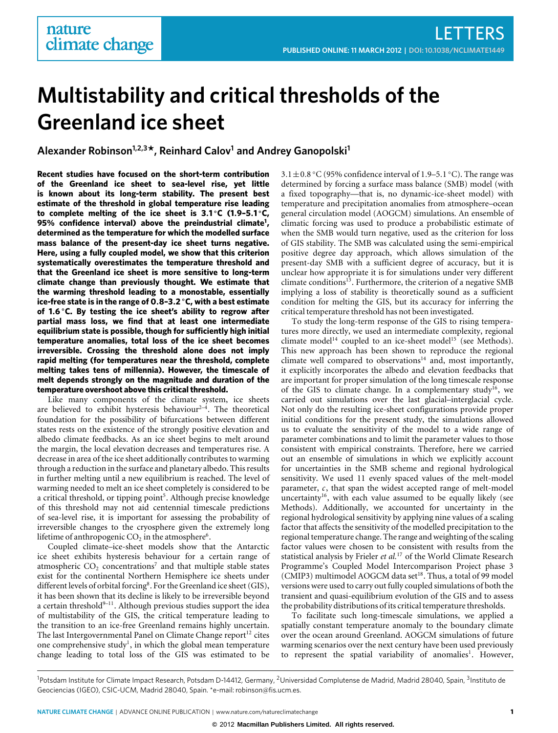# Multistability and critical thresholds of the Greenland ice sheet

**Alexander Robinson[1,2,3]*, Reinhard Calov[1] and Andrey Ganopolski[1]**

**Recent studies have focused on the short-term contribution of the Greenland ice sheet to sea-level rise, yet little is known about its long-term stability. The present best estimate of the threshold in global temperature rise leading to complete melting of the ice sheet is 3.1 °C (1.9–5.1 °C, 95% confidence interval) above the preindustrial climate[1], determined as the temperature for which the modelled surface mass balance of the present-day ice sheet turns negative. Here, using a fully coupled model, we show that this criterion systematically overestimates the temperature threshold and that the Greenland ice sheet is more sensitive to long-term climate change than previously thought. We estimate that the warming threshold leading to a monostable, essentially ice-free state is in the range of 0.8–3.2 °C, with a best estimate of 1.6 °C. By testing the ice sheet's ability to regrow after partial mass loss, we find that at least one intermediate equilibrium state is possible, though for sufficiently high initial temperature anomalies, total loss of the ice sheet becomes irreversible. Crossing the threshold alone does not imply rapid melting (for temperatures near the threshold, complete melting takes tens of millennia). However, the timescale of melt depends strongly on the magnitude and duration of the temperature overshoot above this critical threshold.**

Like many components of the climate system, ice sheets are believed to exhibit hysteresis behaviour[2–4]. The theoretical foundation for the possibility of bifurcations between different states rests on the existence of the strongly positive elevation and albedo climate feedbacks. As an ice sheet begins to melt around the margin, the local elevation decreases and temperatures rise. A decrease in area of the ice sheet additionally contributes to warming through a reduction in the surface and planetary albedo. This results in further melting until a new equilibrium is reached. The level of warming needed to melt an ice sheet completely is considered to be a critical threshold, or tipping point[5]. Although precise knowledge of this threshold may not aid centennial timescale predictions of sea-level rise, it is important for assessing the probability of irreversible changes to the cryosphere given the extremely long lifetime of anthropogenic $CO_2$ in the atmosphere[6].

Coupled climate–ice-sheet models show that the Antarctic ice sheet exhibits hysteresis behaviour for a certain range of atmospheric $CO_2$ concentrations[7] and that multiple stable states exist for the continental Northern Hemisphere ice sheets under different levels of orbital forcing[8]. For the Greenland ice sheet (GIS), it has been shown that its decline is likely to be irreversible beyond a certain threshold[9–11]. Although previous studies support the idea of multistability of the GIS, the critical temperature leading to the transition to an ice-free Greenland remains highly uncertain. The last Intergovernmental Panel on Climate Change report[12] cites one comprehensive study[1], in which the global mean temperature change leading to total loss of the GIS was estimated to be $3.1 \pm 0.8$ °C (95% confidence interval of 1.9–5.1 °C). The range was determined by forcing a surface mass balance (SMB) model (with a fixed topography—that is, no dynamic-ice-sheet model) with temperature and precipitation anomalies from atmosphere–ocean general circulation model (AOGCM) simulations. An ensemble of climatic forcing was used to produce a probabilistic estimate of when the SMB would turn negative, used as the criterion for loss of GIS stability. The SMB was calculated using the semi-empirical positive degree day approach, which allows simulation of the present-day SMB with a sufficient degree of accuracy, but it is unclear how appropriate it is for simulations under very different climate conditions[13]. Furthermore, the criterion of a negative SMB implying a loss of stability is theoretically sound as a sufficient condition for melting the GIS, but its accuracy for inferring the critical temperature threshold has not been investigated.

To study the long-term response of the GIS to rising temperatures more directly, we used an intermediate complexity, regional climate model[14] coupled to an ice-sheet model[15] (see Methods). This new approach has been shown to reproduce the regional climate well compared to observations[14] and, most importantly, it explicitly incorporates the albedo and elevation feedbacks that are important for proper simulation of the long timescale response of the GIS to climate change. In a complementary study[16], we carried out simulations over the last glacial–interglacial cycle. Not only do the resulting ice-sheet configurations provide proper initial conditions for the present study, the simulations allowed us to evaluate the sensitivity of the model to a wide range of parameter combinations and to limit the parameter values to those consistent with empirical constraints. Therefore, here we carried out an ensemble of simulations in which we explicitly account for uncertainties in the SMB scheme and regional hydrological sensitivity. We used 11 evenly spaced values of the melt-model parameter, $c$, that span the widest accepted range of melt-model uncertainty[16], with each value assumed to be equally likely (see Methods). Additionally, we accounted for uncertainty in the regional hydrological sensitivity by applying nine values of a scaling factor that affects the sensitivity of the modelled precipitation to the regional temperature change. The range and weighting of the scaling factor values were chosen to be consistent with results from the statistical analysis by Frieler *et al.*[17] of the World Climate Research Programme's Coupled Model Intercomparison Project phase 3 (CMIP3) multimodel AOGCM data set[18]. Thus, a total of 99 model versions were used to carry out fully coupled simulations of both the transient and quasi-equilibrium evolution of the GIS and to assess the probability distributions of its critical temperature thresholds.

To facilitate such long-timescale simulations, we applied a spatially constant temperature anomaly to the boundary climate over the ocean around Greenland. AOGCM simulations of future warming scenarios over the next century have been used previously to represent the spatial variability of anomalies[1]. However,

[1]Potsdam Institute for Climate Impact Research, Potsdam D-14412, Germany, [2]Universidad Complutense de Madrid, Madrid 28040, Spain, [3]Instituto de Geociencias (IGEO), CSIC-UCM, Madrid 28040, Spain. *e-mail: robinson@fis.ucm.es.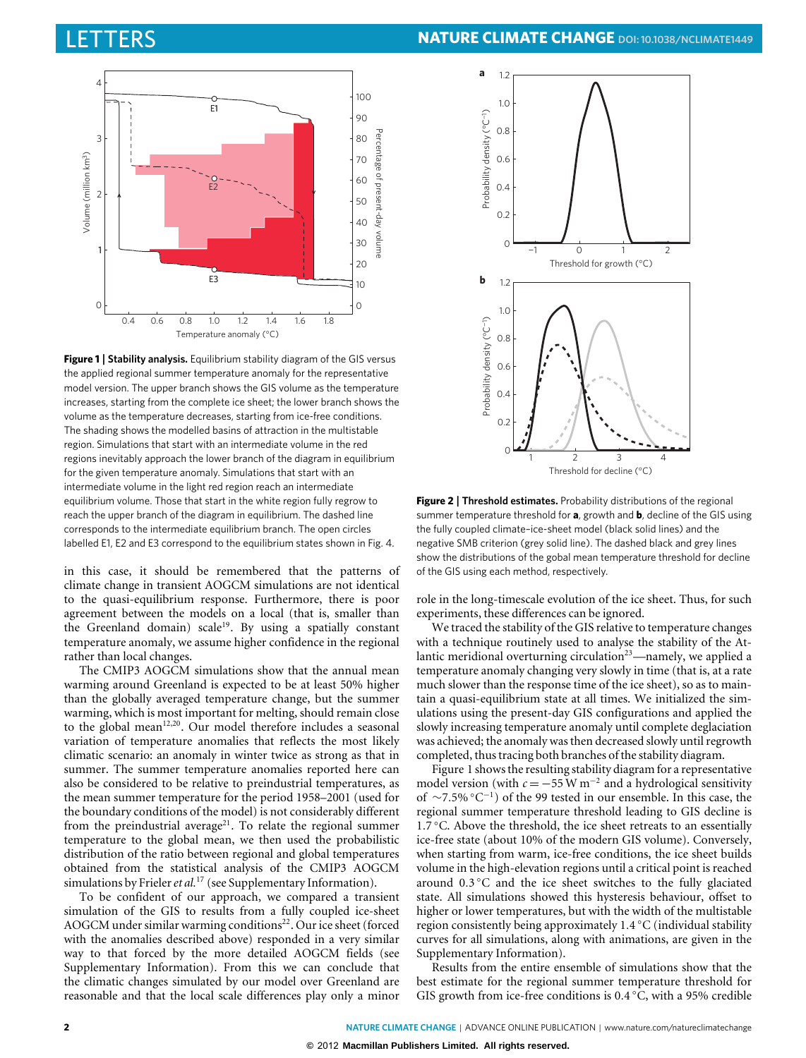**Figure 1 | Stability analysis.** Equilibrium stability diagram of the GIS versus the applied regional summer temperature anomaly for the representative model version. The upper branch shows the GIS volume as the temperature increases, starting from the complete ice sheet; the lower branch shows the volume as the temperature decreases, starting from ice-free conditions. The shading shows the modelled basins of attraction in the multistable region. Simulations that start with an intermediate volume in the red regions inevitably approach the lower branch of the diagram in equilibrium for the given temperature anomaly. Simulations that start with an intermediate volume in the light red region reach an intermediate equilibrium volume. Those that start in the white region fully regrow to reach the upper branch of the diagram in equilibrium. The dashed line corresponds to the intermediate equilibrium branch. The open circles labelled E1, E2 and E3 correspond to the equilibrium states shown in Fig. 4.

**Figure 2 | Threshold estimates.** Probability distributions of the regional summer temperature threshold for **a**, growth and **b**, decline of the GIS using the fully coupled climate–ice-sheet model (black solid lines) and the negative SMB criterion (grey solid line). The dashed black and grey lines show the distributions of the gobal mean temperature threshold for decline of the GIS using each method, respectively.

in this case, it should be remembered that the patterns of climate change in transient AOGCM simulations are not identical to the quasi-equilibrium response. Furthermore, there is poor agreement between the models on a local (that is, smaller than the Greenland domain) scale[19]. By using a spatially constant temperature anomaly, we assume higher confidence in the regional rather than local changes.

The CMIP3 AOGCM simulations show that the annual mean warming around Greenland is expected to be at least 50% higher than the globally averaged temperature change, but the summer warming, which is most important for melting, should remain close to the global mean[12,20]. Our model therefore includes a seasonal variation of temperature anomalies that reflects the most likely climatic scenario: an anomaly in winter twice as strong as that in summer. The summer temperature anomalies reported here can also be considered to be relative to preindustrial temperatures, as the mean summer temperature for the period 1958–2001 (used for the boundary conditions of the model) is not considerably different from the preindustrial average[21]. To relate the regional summer temperature to the global mean, we then used the probabilistic distribution of the ratio between regional and global temperatures obtained from the statistical analysis of the CMIP3 AOGCM simulations by Frieler *et al.*[17] (see Supplementary Information).

To be confident of our approach, we compared a transient simulation of the GIS to results from a fully coupled ice-sheet AOGCM under similar warming conditions[22]. Our ice sheet (forced with the anomalies described above) responded in a very similar way to that forced by the more detailed AOGCM fields (see Supplementary Information). From this we can conclude that the climatic changes simulated by our model over Greenland are reasonable and that the local scale differences play only a minor role in the long-timescale evolution of the ice sheet. Thus, for such experiments, these differences can be ignored.

We traced the stability of the GIS relative to temperature changes with a technique routinely used to analyse the stability of the Atlantic meridional overturning circulation[23]—namely, we applied a temperature anomaly changing very slowly in time (that is, at a rate much slower than the response time of the ice sheet), so as to maintain a quasi-equilibrium state at all times. We initialized the simulations using the present-day GIS configurations and applied the slowly increasing temperature anomaly until complete deglaciation was achieved; the anomaly was then decreased slowly until regrowth completed, thus tracing both branches of the stability diagram.

Figure 1 shows the resulting stability diagram for a representative model version (with $c = -55\,\mathrm{W\,m^{-2}}$ and a hydrological sensitivity of $\sim$7.5% $^\circ\mathrm{C}^{-1}$) of the 99 tested in our ensemble. In this case, the regional summer temperature threshold leading to GIS decline is 1.7 °C. Above the threshold, the ice sheet retreats to an essentially ice-free state (about 10% of the modern GIS volume). Conversely, when starting from warm, ice-free conditions, the ice sheet builds volume in the high-elevation regions until a critical point is reached around 0.3 °C and the ice sheet switches to the fully glaciated state. All simulations showed this hysteresis behaviour, offset to higher or lower temperatures, but with the width of the multistable region consistently being approximately 1.4 °C (individual stability curves for all simulations, along with animations, are given in the Supplementary Information).

Results from the entire ensemble of simulations show that the best estimate for the regional summer temperature threshold for GIS growth from ice-free conditions is 0.4 °C, with a 95% credible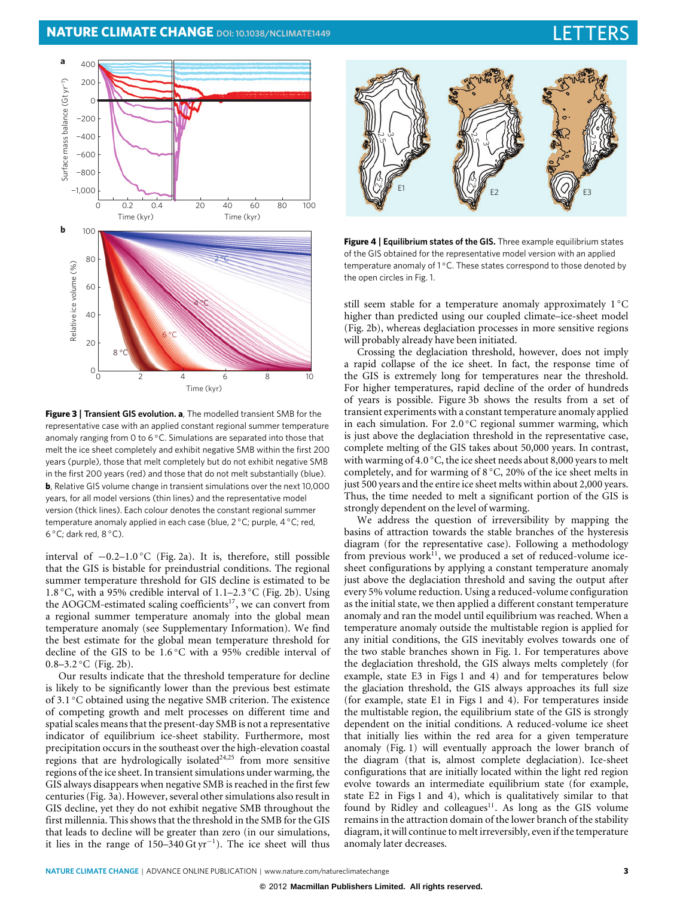**Figure 3 | Transient GIS evolution. a**, The modelled transient SMB for the representative case with an applied constant regional summer temperature anomaly ranging from 0 to 6 °C. Simulations are separated into those that melt the ice sheet completely and exhibit negative SMB within the first 200 years (purple), those that melt completely but do not exhibit negative SMB in the first 200 years (red) and those that do not melt substantially (blue). **b**, Relative GIS volume change in transient simulations over the next 10,000 years, for all model versions (thin lines) and the representative model version (thick lines). Each colour denotes the constant regional summer temperature anomaly applied in each case (blue, 2 °C; purple, 4 °C; red, 6 °C; dark red, 8 °C).

interval of −0.2–1.0 °C (Fig. 2a). It is, therefore, still possible that the GIS is bistable for preindustrial conditions. The regional summer temperature threshold for GIS decline is estimated to be 1.8 °C, with a 95% credible interval of 1.1–2.3 °C (Fig. 2b). Using the AOGCM-estimated scaling coefficients[17], we can convert from a regional summer temperature anomaly into the global mean temperature anomaly (see Supplementary Information). We find the best estimate for the global mean temperature threshold for decline of the GIS to be 1.6 °C with a 95% credible interval of 0.8–3.2 °C (Fig. 2b).

Our results indicate that the threshold temperature for decline is likely to be significantly lower than the previous best estimate of 3.1 °C obtained using the negative SMB criterion. The existence of competing growth and melt processes on different time and spatial scales means that the present-day SMB is not a representative indicator of equilibrium ice-sheet stability. Furthermore, most precipitation occurs in the southeast over the high-elevation coastal regions that are hydrologically isolated[24,25] from more sensitive regions of the ice sheet. In transient simulations under warming, the GIS always disappears when negative SMB is reached in the first few centuries (Fig. 3a). However, several other simulations also result in GIS decline, yet they do not exhibit negative SMB throughout the first millennia. This shows that the threshold in the SMB for the GIS that leads to decline will be greater than zero (in our simulations, it lies in the range of 150–340 Gt yr$^{-1}$). The ice sheet will thus still seem stable for a temperature anomaly approximately 1 °C higher than predicted using our coupled climate–ice-sheet model (Fig. 2b), whereas deglaciation processes in more sensitive regions will probably already have been initiated.

**Figure 4 | Equilibrium states of the GIS.** Three example equilibrium states of the GIS obtained for the representative model version with an applied temperature anomaly of 1 °C. These states correspond to those denoted by the open circles in Fig. 1.

Crossing the deglaciation threshold, however, does not imply a rapid collapse of the ice sheet. In fact, the response time of the GIS is extremely long for temperatures near the threshold. For higher temperatures, rapid decline of the order of hundreds of years is possible. Figure 3b shows the results from a set of transient experiments with a constant temperature anomaly applied in each simulation. For 2.0 °C regional summer warming, which is just above the deglaciation threshold in the representative case, complete melting of the GIS takes about 50,000 years. In contrast, with warming of 4.0 °C, the ice sheet needs about 8,000 years to melt completely, and for warming of 8 °C, 20% of the ice sheet melts in just 500 years and the entire ice sheet melts within about 2,000 years. Thus, the time needed to melt a significant portion of the GIS is strongly dependent on the level of warming.

We address the question of irreversibility by mapping the basins of attraction towards the stable branches of the hysteresis diagram (for the representative case). Following a methodology from previous work[11], we produced a set of reduced-volume ice-sheet configurations by applying a constant temperature anomaly just above the deglaciation threshold and saving the output after every 5% volume reduction. Using a reduced-volume configuration as the initial state, we then applied a different constant temperature anomaly and ran the model until equilibrium was reached. When a temperature anomaly outside the multistable region is applied for any initial conditions, the GIS inevitably evolves towards one of the two stable branches shown in Fig. 1. For temperatures above the deglaciation threshold, the GIS always melts completely (for example, state E3 in Figs 1 and 4) and for temperatures below the glaciation threshold, the GIS always approaches its full size (for example, state E1 in Figs 1 and 4). For temperatures inside the multistable region, the equilibrium state of the GIS is strongly dependent on the initial conditions. A reduced-volume ice sheet that initially lies within the red area for a given temperature anomaly (Fig. 1) will eventually approach the lower branch of the diagram (that is, almost complete deglaciation). Ice-sheet configurations that are initially located within the light red region evolve towards an intermediate equilibrium state (for example, state E2 in Figs 1 and 4), which is qualitatively similar to that found by Ridley and colleagues[11]. As long as the GIS volume remains in the attraction domain of the lower branch of the stability diagram, it will continue to melt irreversibly, even if the temperature anomaly later decreases.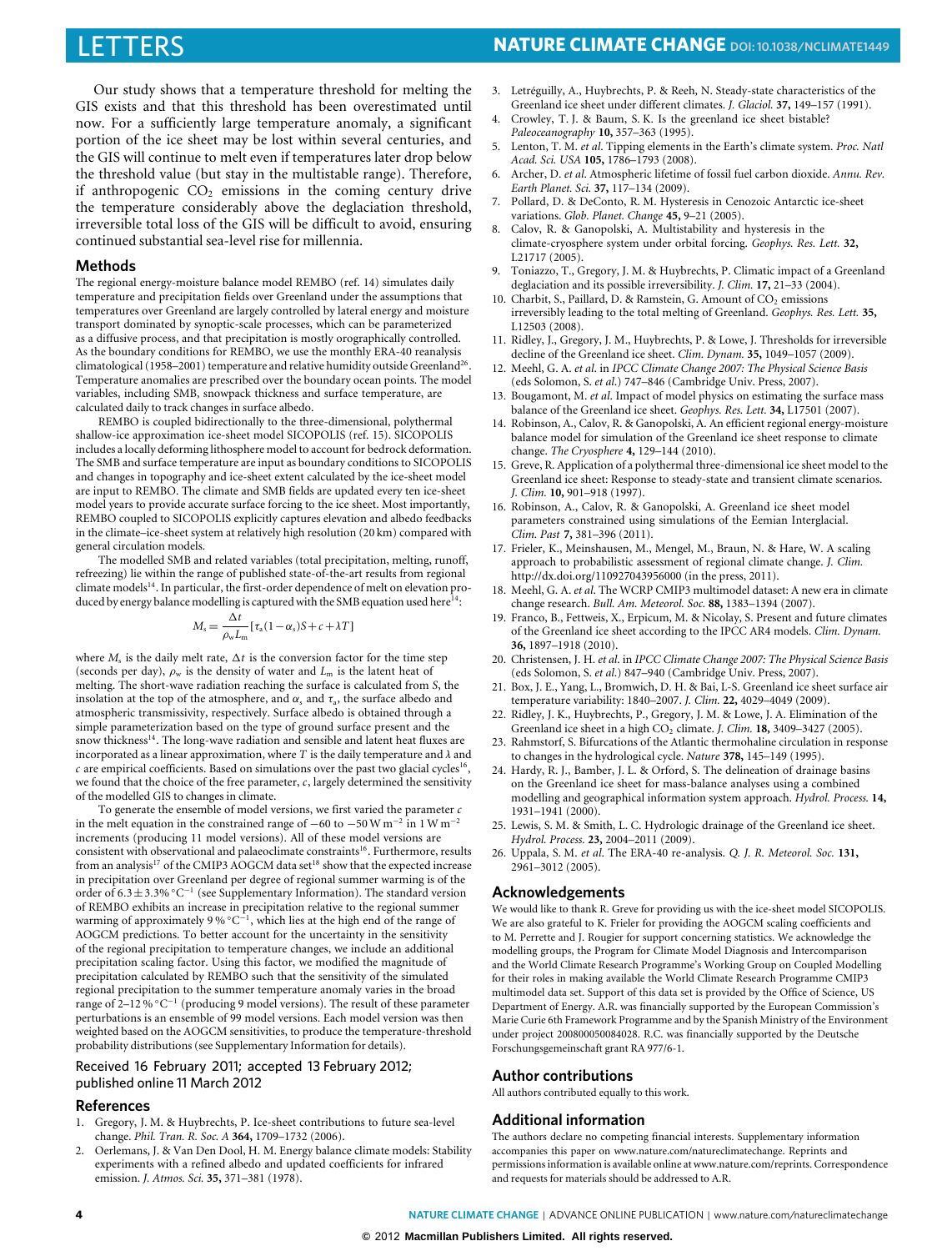Our study shows that a temperature threshold for melting the GIS exists and that this threshold has been overestimated until now. For a sufficiently large temperature anomaly, a significant portion of the ice sheet may be lost within several centuries, and the GIS will continue to melt even if temperatures later drop below the threshold value (but stay in the multistable range). Therefore, if anthropogenic $CO_2$ emissions in the coming century drive the temperature considerably above the deglaciation threshold, irreversible total loss of the GIS will be difficult to avoid, ensuring continued substantial sea-level rise for millennia.

## Methods

The regional energy-moisture balance model REMBO (ref. 14) simulates daily temperature and precipitation fields over Greenland under the assumptions that temperatures over Greenland are largely controlled by lateral energy and moisture transport dominated by synoptic-scale processes, which can be parameterized as a diffusive process, and that precipitation is mostly orographically controlled. As the boundary conditions for REMBO, we use the monthly ERA-40 reanalysis climatological (1958–2001) temperature and relative humidity outside Greenland[26]. Temperature anomalies are prescribed over the boundary ocean points. The model variables, including SMB, snowpack thickness and surface temperature, are calculated daily to track changes in surface albedo.

REMBO is coupled bidirectionally to the three-dimensional, polythermal shallow-ice approximation ice-sheet model SICOPOLIS (ref. 15). SICOPOLIS includes a locally deforming lithosphere model to account for bedrock deformation. The SMB and surface temperature are input as boundary conditions to SICOPOLIS and changes in topography and ice-sheet extent calculated by the ice-sheet model are input to REMBO. The climate and SMB fields are updated every ten ice-sheet model years to provide accurate surface forcing to the ice sheet. Most importantly, REMBO coupled to SICOPOLIS explicitly captures elevation and albedo feedbacks in the climate–ice-sheet system at relatively high resolution (20 km) compared with general circulation models.

The modelled SMB and related variables (total precipitation, melting, runoff, refreezing) lie within the range of published state-of-the-art results from regional climate models[14]. In particular, the first-order dependence of melt on elevation produced by energy balance modelling is captured with the SMB equation used here[14]:

$$M_s = \frac{\Delta t}{\rho_w L_m}[\tau_a(1-\alpha_s)S + c + \lambda T]$$

where $M_s$ is the daily melt rate, $\Delta t$ is the conversion factor for the time step (seconds per day), $\rho_w$ is the density of water and $L_m$ is the latent heat of melting. The short-wave radiation reaching the surface is calculated from $S$, the insolation at the top of the atmosphere, and $\alpha_s$ and $\tau_a$, the surface albedo and atmospheric transmissivity, respectively. Surface albedo is obtained through a simple parameterization based on the type of ground surface present and the snow thickness[14]. The long-wave radiation and sensible and latent heat fluxes are incorporated as a linear approximation, where $T$ is the daily temperature and $\lambda$ and $c$ are empirical coefficients. Based on simulations over the past two glacial cycles[16], we found that the choice of the free parameter, $c$, largely determined the sensitivity of the modelled GIS to changes in climate.

To generate the ensemble of model versions, we first varied the parameter $c$ in the melt equation in the constrained range of $-60$ to $-50\,\mathrm{W\,m^{-2}}$ in $1\,\mathrm{W\,m^{-2}}$ increments (producing 11 model versions). All of these model versions are consistent with observational and palaeoclimate constraints[16]. Furthermore, results from an analysis[17] of the CMIP3 AOGCM data set[18] show that the expected increase in precipitation over Greenland per degree of regional summer warming is of the order of $6.3 \pm 3.3\,\%\,^{\circ}\mathrm{C}^{-1}$ (see Supplementary Information). The standard version of REMBO exhibits an increase in precipitation relative to the regional summer warming of approximately $9\,\%\,^{\circ}\mathrm{C}^{-1}$, which lies at the high end of the range of AOGCM predictions. To better account for the uncertainty in the sensitivity of the regional precipitation to temperature changes, we include an additional precipitation scaling factor. Using this factor, we modified the magnitude of precipitation calculated by REMBO such that the sensitivity of the simulated regional precipitation to the summer temperature anomaly varies in the broad range of $2$–$12\,\%\,^{\circ}\mathrm{C}^{-1}$ (producing 9 model versions). The result of these parameter perturbations is an ensemble of 99 model versions. Each model version was then weighted based on the AOGCM sensitivities, to produce the temperature-threshold probability distributions (see Supplementary Information for details).

Received 16 February 2011; accepted 13 February 2012; published online 11 March 2012

## References

1. Gregory, J. M. & Huybrechts, P. Ice-sheet contributions to future sea-level change. *Phil. Tran. R. Soc. A* **364,** 1709–1732 (2006).
2. Oerlemans, J. & Van Den Dool, H. M. Energy balance climate models: Stability experiments with a refined albedo and updated coefficients for infrared emission. *J. Atmos. Sci.* **35,** 371–381 (1978).
3. Letréguilly, A., Huybrechts, P. & Reeh, N. Steady-state characteristics of the Greenland ice sheet under different climates. *J. Glaciol.* **37,** 149–157 (1991).
4. Crowley, T. J. & Baum, S. K. Is the greenland ice sheet bistable? *Paleoceanography* **10,** 357–363 (1995).
5. Lenton, T. M. *et al*. Tipping elements in the Earth's climate system. *Proc. Natl Acad. Sci. USA* **105,** 1786–1793 (2008).
6. Archer, D. *et al.* Atmospheric lifetime of fossil fuel carbon dioxide. *Annu. Rev. Earth Planet. Sci.* **37,** 117–134 (2009).
7. Pollard, D. & DeConto, R. M. Hysteresis in Cenozoic Antarctic ice-sheet variations. *Glob. Planet. Change* **45,** 9–21 (2005).
8. Calov, R. & Ganopolski, A. Multistability and hysteresis in the climate-cryosphere system under orbital forcing. *Geophys. Res. Lett.* **32,** L21717 (2005).
9. Toniazzo, T., Gregory, J. M. & Huybrechts, P. Climatic impact of a Greenland deglaciation and its possible irreversibility. *J. Clim.* **17,** 21–33 (2004).
10. Charbit, S., Paillard, D. & Ramstein, G. Amount of $CO_2$ emissions irreversibly leading to the total melting of Greenland. *Geophys. Res. Lett.* **35,** L12503 (2008).
11. Ridley, J., Gregory, J. M., Huybrechts, P. & Lowe, J. Thresholds for irreversible decline of the Greenland ice sheet. *Clim. Dynam.* **35,** 1049–1057 (2009).
12. Meehl, G. A. *et al.* in *IPCC Climate Change 2007: The Physical Science Basis* (eds Solomon, S. *et al.*) 747–846 (Cambridge Univ. Press, 2007).
13. Bougamont, M. *et al.* Impact of model physics on estimating the surface mass balance of the Greenland ice sheet. *Geophys. Res. Lett.* **34,** L17501 (2007).
14. Robinson, A., Calov, R. & Ganopolski, A. An efficient regional energy-moisture balance model for simulation of the Greenland ice sheet response to climate change. *The Cryosphere* **4,** 129–144 (2010).
15. Greve, R. Application of a polythermal three-dimensional ice sheet model to the Greenland ice sheet: Response to steady-state and transient climate scenarios. *J. Clim.* **10,** 901–918 (1997).
16. Robinson, A., Calov, R. & Ganopolski, A. Greenland ice sheet model parameters constrained using simulations of the Eemian Interglacial. *Clim. Past* **7,** 381–396 (2011).
17. Frieler, K., Meinshausen, M., Mengel, M., Braun, N. & Hare, W. A. A scaling approach to probabilistic assessment of regional climate change. *J. Clim.* http://dx.doi.org/110927043956000 (in the press, 2011).
18. Meehl, G. A. *et al.* The WCRP CMIP3 multimodel dataset: A new era in climate change research. *Bull. Am. Meteorol. Soc.* **88,** 1383–1394 (2007).
19. Franco, B., Fettweis, X., Erpicum, M. & Nicolay, S. Present and future climates of the Greenland ice sheet according to the IPCC AR4 models. *Clim. Dynam.* **36,** 1897–1918 (2010).
20. Christensen, J. H. *et al.* in *IPCC Climate Change 2007: The Physical Science Basis* (eds Solomon, S. *et al.*) 847–940 (Cambridge Univ. Press, 2007).
21. Box, J. E., Yang, L., Bromwich, D. H. & Bai, L-S. Greenland ice sheet surface air temperature variability: 1840–2007. *J. Clim.* **22,** 4029–4049 (2009).
22. Ridley, J. K., Huybrechts, P., Gregory, J. M. & Lowe, J. A. Elimination of the Greenland ice sheet in a high $CO_2$ climate. *J. Clim.* **18,** 3409–3427 (2005).
23. Rahmstorf, S. Bifurcations of the Atlantic thermohaline circulation in response to changes in the hydrological cycle. *Nature* **378,** 145–149 (1995).
24. Hardy, R. J., Bamber, J. L. & Orford, S. The delineation of drainage basins on the Greenland ice sheet for mass-balance analyses using a combined modelling and geographical information system approach. *Hydrol. Process.* **14,** 1931–1941 (2000).
25. Lewis, S. M. & Smith, L. C. Hydrologic drainage of the Greenland ice sheet. *Hydrol. Process.* **23,** 2004–2011 (2009).
26. Uppala, S. M. *et al.* The ERA-40 re-analysis. *Q. J. R. Meteorol. Soc.* **131,** 2961–3012 (2005).

## Acknowledgements

We would like to thank R. Greve for providing us with the ice-sheet model SICOPOLIS. We are also grateful to K. Frieler for providing the AOGCM scaling coefficients and to M. Perrette and J. Rougier for support concerning statistics. We acknowledge the modelling groups, the Program for Climate Model Diagnosis and Intercomparison and the World Climate Research Programme's Working Group on Coupled Modelling for their roles in making available the World Climate Research Programme CMIP3 multimodel data set. Support of this data set is provided by the Office of Science, US Department of Energy. A.R. was financially supported by the European Commission's Marie Curie 6th Framework Programme and by the Spanish Ministry of the Environment under project 200800050084028. R.C. was financially supported by the Deutsche Forschungsgemeinschaft grant RA 977/6-1.

## Author contributions

All authors contributed equally to this work.

## Additional information

The authors declare no competing financial interests. Supplementary information accompanies this paper on www.nature.com/natureclimatechange. Reprints and permissions information is available online at www.nature.com/reprints. Correspondence and requests for materials should be addressed to A.R.